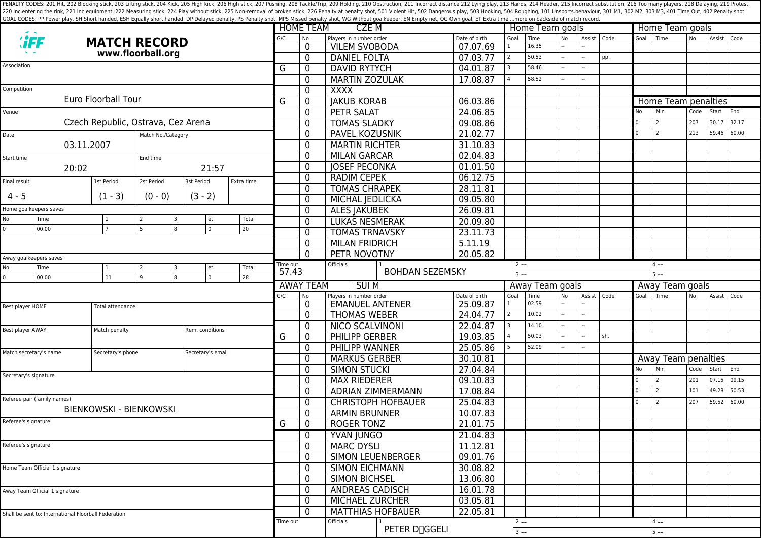PENALTY CODES: 201 Hit, 202 Blocking stick, 203 Lifting stick, 204 Kick, 205 High kick, 206 High stick, 207 Pushing, 208 Tackle/Trip, 209 Holding, 210 Obstruction, 211 Incorrect distance 212 Lying play, 213 Hands, 214 Header, 215 Incorrect substitution, 216 Too many players, 218 Delaying, 219 Protest, 220 Inc.entering the rink, 221 Inc.equipment, 222 Measuring stick, 224 Play without stick, 225 Non-removal of broken stick, 226 Penalty at penalty shot, 501 Violent Hit, 502 Dangerous play, 503 Hooking, 504 Roughing, 101 Unsports.behaviour, 301 M1, 302 M2, 303 M3, 401 Time Out, 402 Penalty shot.
GOAL CODES: PP Power play, SH Short handed, ESH Equally short handed, DP Delayed penalty, PS Penalty shot, MPS Missed penalty shot, WG Without goalkeeper, EN Empty net, OG Own goal, ET Extra time....more on backside of match record.

# MATCH RECORD

**www.floorball.org**

| Field | Value |
|---|---|
| Association | |
| Competition | Euro Floorball Tour |
| Venue | Czech Republic, Ostrava, Cez Arena |
| Date | 03.11.2007 |
| Match No./Category | |
| Start time | 20:02 |
| End time | 21:57 |

| Final result | 1st Period | 2st Period | 3st Period | Extra time |
|---|---|---|---|---|
| 4 - 5 | (1 - 3) | (0 - 0) | (3 - 2) | |

**Home goalkeepers saves**

| No | Time | 1 | 2 | 3 | et. | Total |
|---|---|---|---|---|---|---|
| 0 | 00.00 | 7 | 5 | 8 | 0 | 20 |

**Away goalkeepers saves**

| No | Time | 1 | 2 | 3 | et. | Total |
|---|---|---|---|---|---|---|
| 0 | 00.00 | 11 | 9 | 8 | 0 | 28 |

| Field | Value |
|---|---|
| Best player HOME | |
| Total attendance | |
| Best player AWAY | |
| Match penalty | |
| Rem. conditions | |
| Match secretary's name | |
| Secretary's phone | |
| Secretary's email | |
| Secretary's signature | |
| Referee pair (family names) | BIENKOWSKI - BIENKOWSKI |
| Referee's signature | |
| Referee's signature | |
| Home Team Official 1 signature | |
| Away Team Official 1 signature | |

Shall be sent to: International Floorball Federation

## HOME TEAM: CZE M

| G/C | No | Players in number order | Date of birth |
|---|---|---|---|
| | 0 | VILEM SVOBODA | 07.07.69 |
| | 0 | DANIEL FOLTA | 07.03.77 |
| G | 0 | DAVID RYTYCH | 04.01.87 |
| | 0 | MARTIN ZOZULAK | 17.08.87 |
| | 0 | XXXX | |
| G | 0 | JAKUB KORAB | 06.03.86 |
| | 0 | PETR SALAT | 24.06.85 |
| | 0 | TOMAS SLADKY | 09.08.86 |
| | 0 | PAVEL KOZUSNIK | 21.02.77 |
| | 0 | MARTIN RICHTER | 31.10.83 |
| | 0 | MILAN GARCAR | 02.04.83 |
| | 0 | JOSEF PECONKA | 01.01.50 |
| | 0 | RADIM CEPEK | 06.12.75 |
| | 0 | TOMAS CHRAPEK | 28.11.81 |
| | 0 | MICHAL JEDLICKA | 09.05.80 |
| | 0 | ALES JAKUBEK | 26.09.81 |
| | 0 | LUKAS NESMERAK | 20.09.80 |
| | 0 | TOMAS TRNAVSKY | 23.11.73 |
| | 0 | MILAN FRIDRICH | 5.11.19 |
| | 0 | PETR NOVOTNY | 20.05.82 |

Time out: 57.43

Officials: 1 BOHDAN SEZEMSKY; 2 --; 3 --; 4 --; 5 --

**Home Team goals**

| Goal | Time | No | Assist | Code |
|---|---|---|---|---|
| 1 | 16.35 | -- | -- | |
| 2 | 50.53 | -- | -- | pp. |
| 3 | 58.46 | -- | -- | |
| 4 | 58.52 | -- | -- | |

**Home Team penalties**

| No | Min | Code | Start | End |
|---|---|---|---|---|
| 0 | 2 | 207 | 30.17 | 32.17 |
| 0 | 2 | 213 | 59.46 | 60.00 |

## AWAY TEAM: SUI M

| G/C | No | Players in number order | Date of birth |
|---|---|---|---|
| | 0 | EMANUEL ANTENER | 25.09.87 |
| | 0 | THOMAS WEBER | 24.04.77 |
| | 0 | NICO SCALVINONI | 22.04.87 |
| G | 0 | PHILIPP GERBER | 19.03.85 |
| | 0 | PHILIPP WANNER | 25.05.86 |
| | 0 | MARKUS GERBER | 30.10.81 |
| | 0 | SIMON STUCKI | 27.04.84 |
| | 0 | MAX RIEDERER | 09.10.83 |
| | 0 | ADRIAN ZIMMERMANN | 17.08.84 |
| | 0 | CHRISTOPH HOFBAUER | 25.04.83 |
| | 0 | ARMIN BRUNNER | 10.07.83 |
| G | 0 | ROGER TONZ | 21.01.75 |
| | 0 | YVAN JUNGO | 21.04.83 |
| | 0 | MARC DYSLI | 11.12.81 |
| | 0 | SIMON LEUENBERGER | 09.01.76 |
| | 0 | SIMON EICHMANN | 30.08.82 |
| | 0 | SIMON BICHSEL | 13.06.80 |
| | 0 | ANDREAS CADISCH | 16.01.78 |
| | 0 | MICHAEL ZURCHER | 03.05.81 |
| | 0 | MATTHIAS HOFBAUER | 22.05.81 |

Time out:

Officials: 1 PETER D?GGELI; 2 --; 3 --; 4 --; 5 --

**Away Team goals**

| Goal | Time | No | Assist | Code |
|---|---|---|---|---|
| 1 | 02.59 | -- | -- | |
| 2 | 10.02 | -- | -- | |
| 3 | 14.10 | -- | -- | |
| 4 | 50.03 | -- | -- | sh. |
| 5 | 52.09 | -- | -- | |

**Away Team penalties**

| No | Min | Code | Start | End |
|---|---|---|---|---|
| 0 | 2 | 201 | 07.15 | 09.15 |
| 0 | 2 | 101 | 49.28 | 50.53 |
| 0 | 2 | 207 | 59.52 | 60.00 |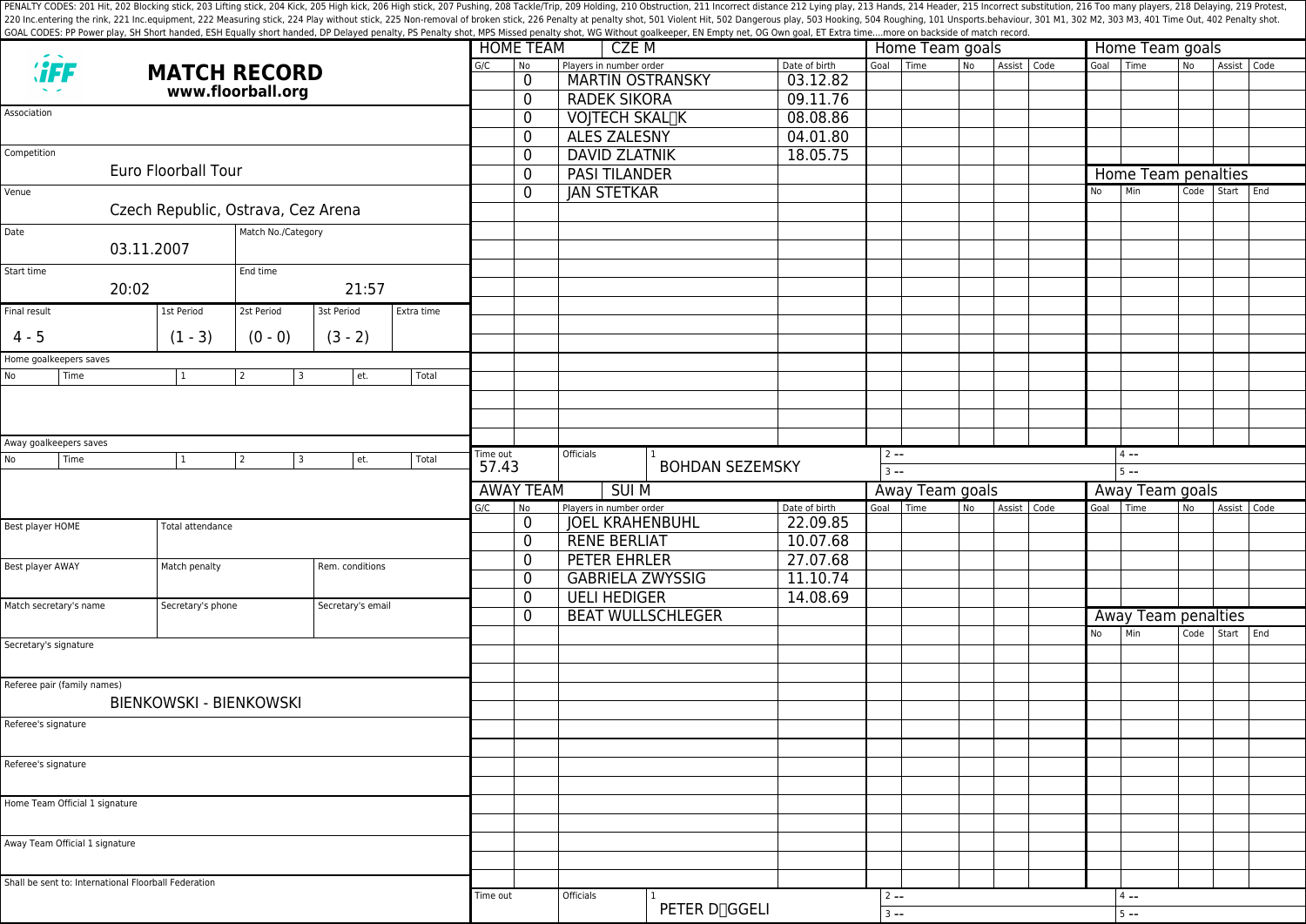PENALTY CODES: 201 Hit, 202 Blocking stick, 203 Lifting stick, 204 Kick, 205 High kick, 206 High stick, 207 Pushing, 208 Tackle/Trip, 209 Holding, 210 Obstruction, 211 Incorrect distance 212 Lying play, 213 Hands, 214 Header, 215 Incorrect substitution, 216 Too many players, 218 Delaying, 219 Protest, 220 Inc.entering the rink, 221 Inc.equipment, 222 Measuring stick, 224 Play without stick, 225 Non-removal of broken stick, 226 Penalty at penalty shot, 501 Violent Hit, 502 Dangerous play, 503 Hooking, 504 Roughing, 101 Unsports.behaviour, 301 M1, 302 M2, 303 M3, 401 Time Out, 402 Penalty shot.
GOAL CODES: PP Power play, SH Short handed, ESH Equally short handed, DP Delayed penalty, PS Penalty shot, MPS Missed penalty shot, WG Without goalkeeper, EN Empty net, OG Own goal, ET Extra time....more on backside of match record.

# MATCH RECORD

**www.floorball.org**

| | |
|---|---|
| Association | |
| Competition | Euro Floorball Tour |
| Venue | Czech Republic, Ostrava, Cez Arena |
| Date | 03.11.2007 |
| Match No./Category | |
| Start time | 20:02 |
| End time | 21:57 |

| Final result | 1st Period | 2st Period | 3st Period | Extra time |
|---|---|---|---|---|
| 4 - 5 | (1 - 3) | (0 - 0) | (3 - 2) | |

Home goalkeepers saves

| No | Time | 1 | 2 | 3 | et. | Total |
|---|---|---|---|---|---|---|
| | | | | | | |

Away goalkeepers saves

| No | Time | 1 | 2 | 3 | et. | Total |
|---|---|---|---|---|---|---|
| | | | | | | |

| | |
|---|---|
| Best player HOME | |
| Total attendance | |
| Best player AWAY | |
| Match penalty | |
| Rem. conditions | |
| Match secretary's name | |
| Secretary's phone | |
| Secretary's email | |
| Secretary's signature | |
| Referee pair (family names) | BIENKOWSKI - BIENKOWSKI |
| Referee's signature | |
| Referee's signature | |
| Home Team Official 1 signature | |
| Away Team Official 1 signature | |

Shall be sent to: International Floorball Federation

## HOME TEAM: CZE M

| G/C | No | Players in number order | Date of birth |
|---|---|---|---|
| | 0 | MARTIN OSTRANSKY | 03.12.82 |
| | 0 | RADEK SIKORA | 09.11.76 |
| | 0 | VOJTECH SKAL�K | 08.08.86 |
| | 0 | ALES ZALESNY | 04.01.80 |
| | 0 | DAVID ZLATNIK | 18.05.75 |
| | 0 | PASI TILANDER | |
| | 0 | JAN STETKAR | |

Time out: 57.43

Officials: 1 BOHDAN SEZEMSKY; 2 --; 3 --; 4 --; 5 --

Home Team goals

| Goal | Time | No | Assist | Code |
|---|---|---|---|---|
| | | | | |

Home Team penalties

| No | Min | Code | Start | End |
|---|---|---|---|---|
| | | | | |

## AWAY TEAM: SUI M

| G/C | No | Players in number order | Date of birth |
|---|---|---|---|
| | 0 | JOEL KRAHENBUHL | 22.09.85 |
| | 0 | RENE BERLIAT | 10.07.68 |
| | 0 | PETER EHRLER | 27.07.68 |
| | 0 | GABRIELA ZWYSSIG | 11.10.74 |
| | 0 | UELI HEDIGER | 14.08.69 |
| | 0 | BEAT WULLSCHLEGER | |

Time out:

Officials: 1 PETER D�GGELI; 2 --; 3 --; 4 --; 5 --

Away Team goals

| Goal | Time | No | Assist | Code |
|---|---|---|---|---|
| | | | | |

Away Team penalties

| No | Min | Code | Start | End |
|---|---|---|---|---|
| | | | | |